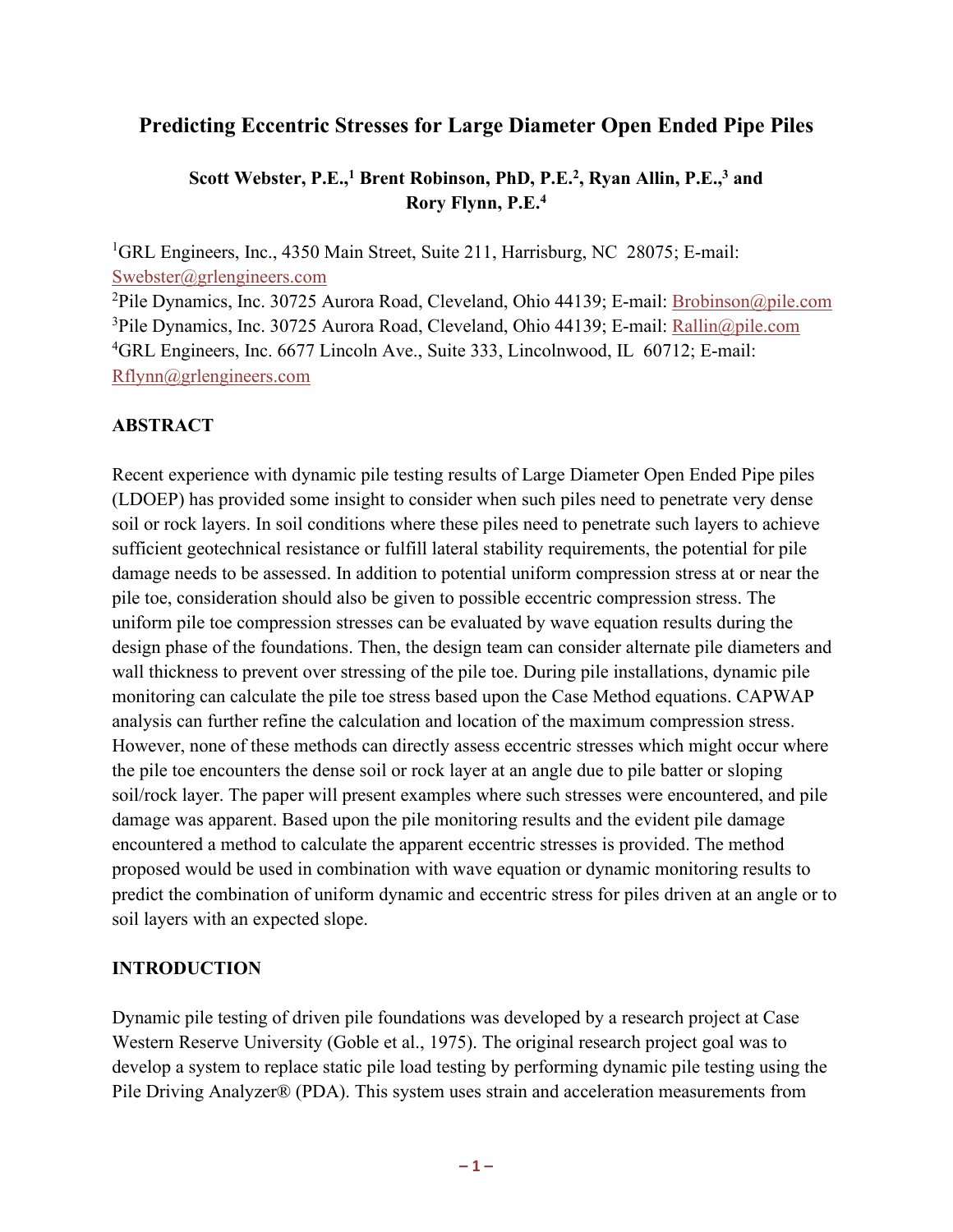# Predicting Eccentric Stresses for Large Diameter Open Ended Pipe Piles

**Scott Webster, P.E.,[1] Brent Robinson, PhD, P.E.[2], Ryan Allin, P.E.,[3] and Rory Flynn, P.E.[4]**

[1]GRL Engineers, Inc., 4350 Main Street, Suite 211, Harrisburg, NC 28075; E-mail: Swebster@grlengineers.com
[2]Pile Dynamics, Inc. 30725 Aurora Road, Cleveland, Ohio 44139; E-mail: Brobinson@pile.com
[3]Pile Dynamics, Inc. 30725 Aurora Road, Cleveland, Ohio 44139; E-mail: Rallin@pile.com
[4]GRL Engineers, Inc. 6677 Lincoln Ave., Suite 333, Lincolnwood, IL 60712; E-mail: Rflynn@grlengineers.com

## ABSTRACT

Recent experience with dynamic pile testing results of Large Diameter Open Ended Pipe piles (LDOEP) has provided some insight to consider when such piles need to penetrate very dense soil or rock layers. In soil conditions where these piles need to penetrate such layers to achieve sufficient geotechnical resistance or fulfill lateral stability requirements, the potential for pile damage needs to be assessed. In addition to potential uniform compression stress at or near the pile toe, consideration should also be given to possible eccentric compression stress. The uniform pile toe compression stresses can be evaluated by wave equation results during the design phase of the foundations. Then, the design team can consider alternate pile diameters and wall thickness to prevent over stressing of the pile toe. During pile installations, dynamic pile monitoring can calculate the pile toe stress based upon the Case Method equations. CAPWAP analysis can further refine the calculation and location of the maximum compression stress. However, none of these methods can directly assess eccentric stresses which might occur where the pile toe encounters the dense soil or rock layer at an angle due to pile batter or sloping soil/rock layer. The paper will present examples where such stresses were encountered, and pile damage was apparent. Based upon the pile monitoring results and the evident pile damage encountered a method to calculate the apparent eccentric stresses is provided. The method proposed would be used in combination with wave equation or dynamic monitoring results to predict the combination of uniform dynamic and eccentric stress for piles driven at an angle or to soil layers with an expected slope.

## INTRODUCTION

Dynamic pile testing of driven pile foundations was developed by a research project at Case Western Reserve University (Goble et al., 1975). The original research project goal was to develop a system to replace static pile load testing by performing dynamic pile testing using the Pile Driving Analyzer® (PDA). This system uses strain and acceleration measurements from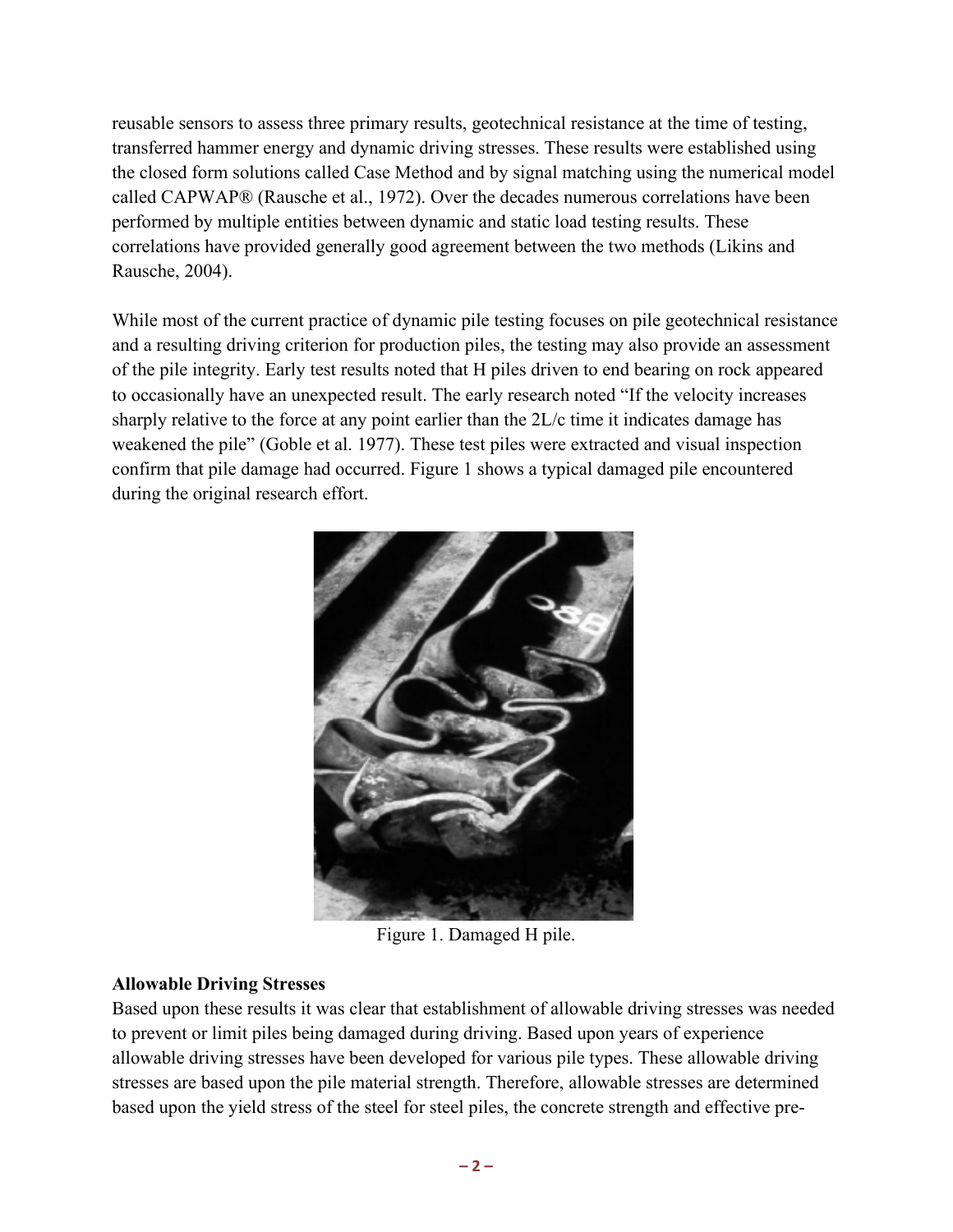reusable sensors to assess three primary results, geotechnical resistance at the time of testing, transferred hammer energy and dynamic driving stresses. These results were established using the closed form solutions called Case Method and by signal matching using the numerical model called CAPWAP® (Rausche et al., 1972). Over the decades numerous correlations have been performed by multiple entities between dynamic and static load testing results. These correlations have provided generally good agreement between the two methods (Likins and Rausche, 2004).

While most of the current practice of dynamic pile testing focuses on pile geotechnical resistance and a resulting driving criterion for production piles, the testing may also provide an assessment of the pile integrity. Early test results noted that H piles driven to end bearing on rock appeared to occasionally have an unexpected result. The early research noted "If the velocity increases sharply relative to the force at any point earlier than the 2L/c time it indicates damage has weakened the pile" (Goble et al. 1977). These test piles were extracted and visual inspection confirm that pile damage had occurred. Figure 1 shows a typical damaged pile encountered during the original research effort.

Figure 1. Damaged H pile.

**Allowable Driving Stresses**

Based upon these results it was clear that establishment of allowable driving stresses was needed to prevent or limit piles being damaged during driving. Based upon years of experience allowable driving stresses have been developed for various pile types. These allowable driving stresses are based upon the pile material strength. Therefore, allowable stresses are determined based upon the yield stress of the steel for steel piles, the concrete strength and effective pre-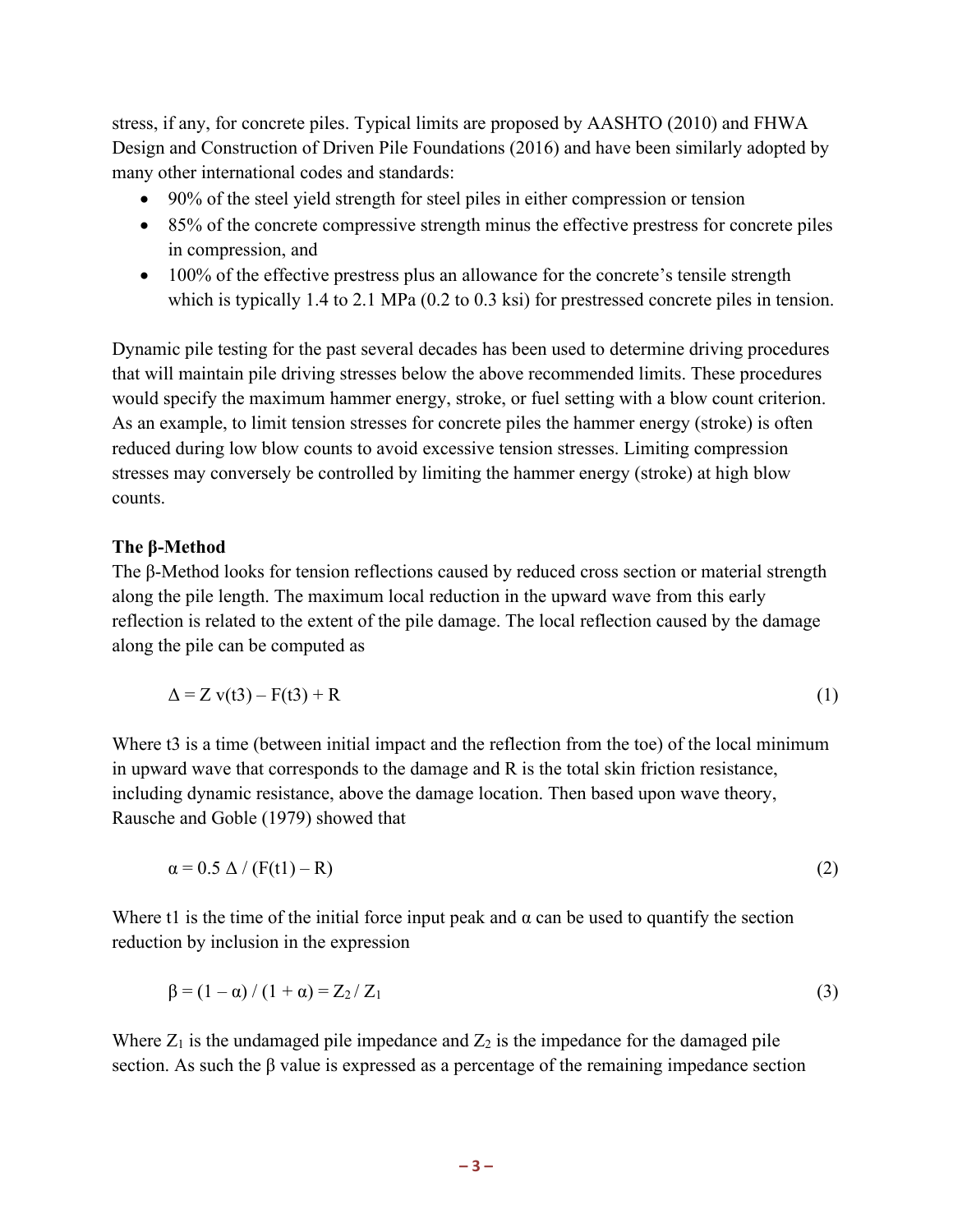stress, if any, for concrete piles. Typical limits are proposed by AASHTO (2010) and FHWA Design and Construction of Driven Pile Foundations (2016) and have been similarly adopted by many other international codes and standards:

- 90% of the steel yield strength for steel piles in either compression or tension
- 85% of the concrete compressive strength minus the effective prestress for concrete piles in compression, and
- 100% of the effective prestress plus an allowance for the concrete's tensile strength which is typically 1.4 to 2.1 MPa (0.2 to 0.3 ksi) for prestressed concrete piles in tension.

Dynamic pile testing for the past several decades has been used to determine driving procedures that will maintain pile driving stresses below the above recommended limits. These procedures would specify the maximum hammer energy, stroke, or fuel setting with a blow count criterion. As an example, to limit tension stresses for concrete piles the hammer energy (stroke) is often reduced during low blow counts to avoid excessive tension stresses. Limiting compression stresses may conversely be controlled by limiting the hammer energy (stroke) at high blow counts.

**The β-Method**

The β-Method looks for tension reflections caused by reduced cross section or material strength along the pile length. The maximum local reduction in the upward wave from this early reflection is related to the extent of the pile damage. The local reflection caused by the damage along the pile can be computed as

$$\Delta = Z\, v(t3) - F(t3) + R \tag{1}$$

Where t3 is a time (between initial impact and the reflection from the toe) of the local minimum in upward wave that corresponds to the damage and R is the total skin friction resistance, including dynamic resistance, above the damage location. Then based upon wave theory, Rausche and Goble (1979) showed that

$$\alpha = 0.5\, \Delta / (F(t1) - R) \tag{2}$$

Where t1 is the time of the initial force input peak and α can be used to quantify the section reduction by inclusion in the expression

$$\beta = (1 - \alpha) / (1 + \alpha) = Z_2 / Z_1 \tag{3}$$

Where $Z_1$ is the undamaged pile impedance and $Z_2$ is the impedance for the damaged pile section. As such the β value is expressed as a percentage of the remaining impedance section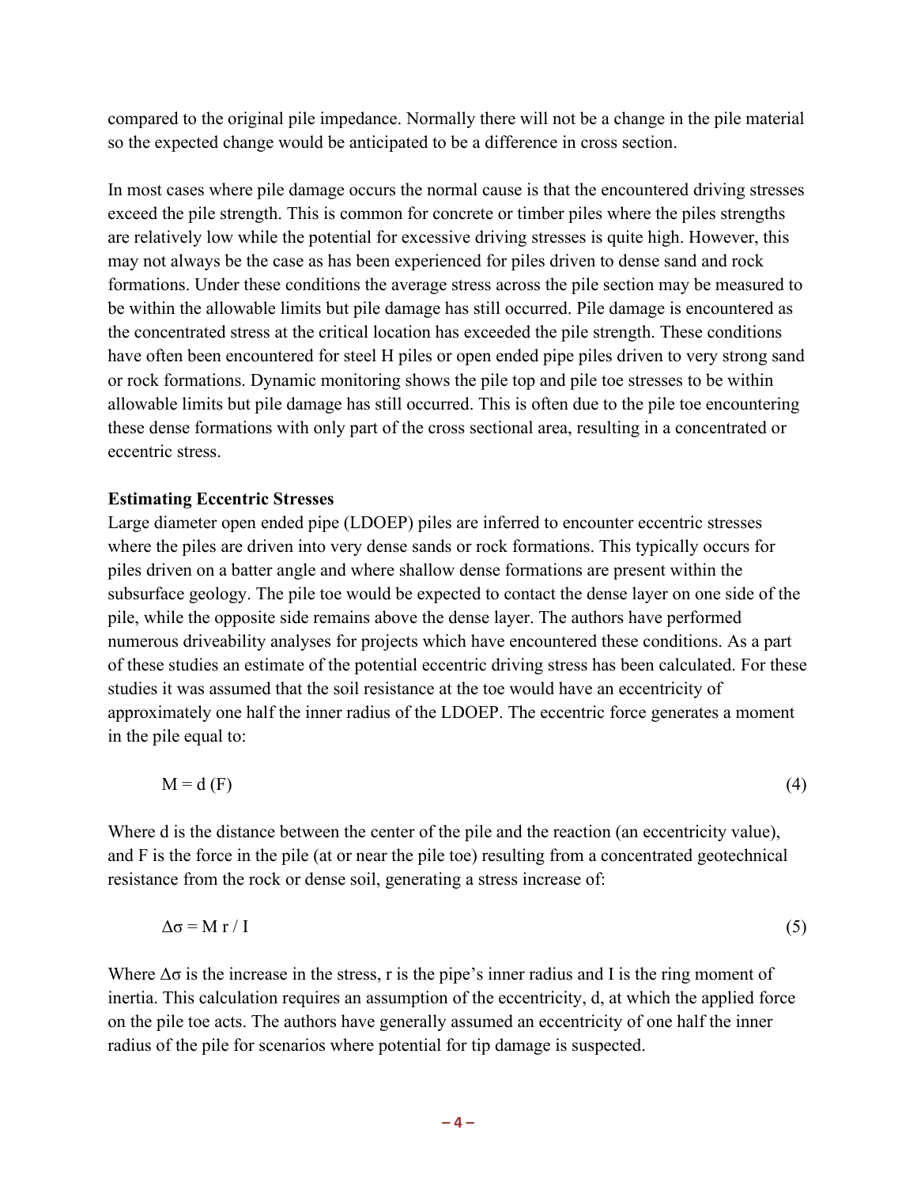compared to the original pile impedance. Normally there will not be a change in the pile material so the expected change would be anticipated to be a difference in cross section.

In most cases where pile damage occurs the normal cause is that the encountered driving stresses exceed the pile strength. This is common for concrete or timber piles where the piles strengths are relatively low while the potential for excessive driving stresses is quite high. However, this may not always be the case as has been experienced for piles driven to dense sand and rock formations. Under these conditions the average stress across the pile section may be measured to be within the allowable limits but pile damage has still occurred. Pile damage is encountered as the concentrated stress at the critical location has exceeded the pile strength. These conditions have often been encountered for steel H piles or open ended pipe piles driven to very strong sand or rock formations. Dynamic monitoring shows the pile top and pile toe stresses to be within allowable limits but pile damage has still occurred. This is often due to the pile toe encountering these dense formations with only part of the cross sectional area, resulting in a concentrated or eccentric stress.

**Estimating Eccentric Stresses**

Large diameter open ended pipe (LDOEP) piles are inferred to encounter eccentric stresses where the piles are driven into very dense sands or rock formations. This typically occurs for piles driven on a batter angle and where shallow dense formations are present within the subsurface geology. The pile toe would be expected to contact the dense layer on one side of the pile, while the opposite side remains above the dense layer. The authors have performed numerous driveability analyses for projects which have encountered these conditions. As a part of these studies an estimate of the potential eccentric driving stress has been calculated. For these studies it was assumed that the soil resistance at the toe would have an eccentricity of approximately one half the inner radius of the LDOEP. The eccentric force generates a moment in the pile equal to:

$$M = d\,(F) \tag{4}$$

Where d is the distance between the center of the pile and the reaction (an eccentricity value), and F is the force in the pile (at or near the pile toe) resulting from a concentrated geotechnical resistance from the rock or dense soil, generating a stress increase of:

$$\Delta\sigma = M\,r / I \tag{5}$$

Where $\Delta\sigma$ is the increase in the stress, r is the pipe's inner radius and I is the ring moment of inertia. This calculation requires an assumption of the eccentricity, d, at which the applied force on the pile toe acts. The authors have generally assumed an eccentricity of one half the inner radius of the pile for scenarios where potential for tip damage is suspected.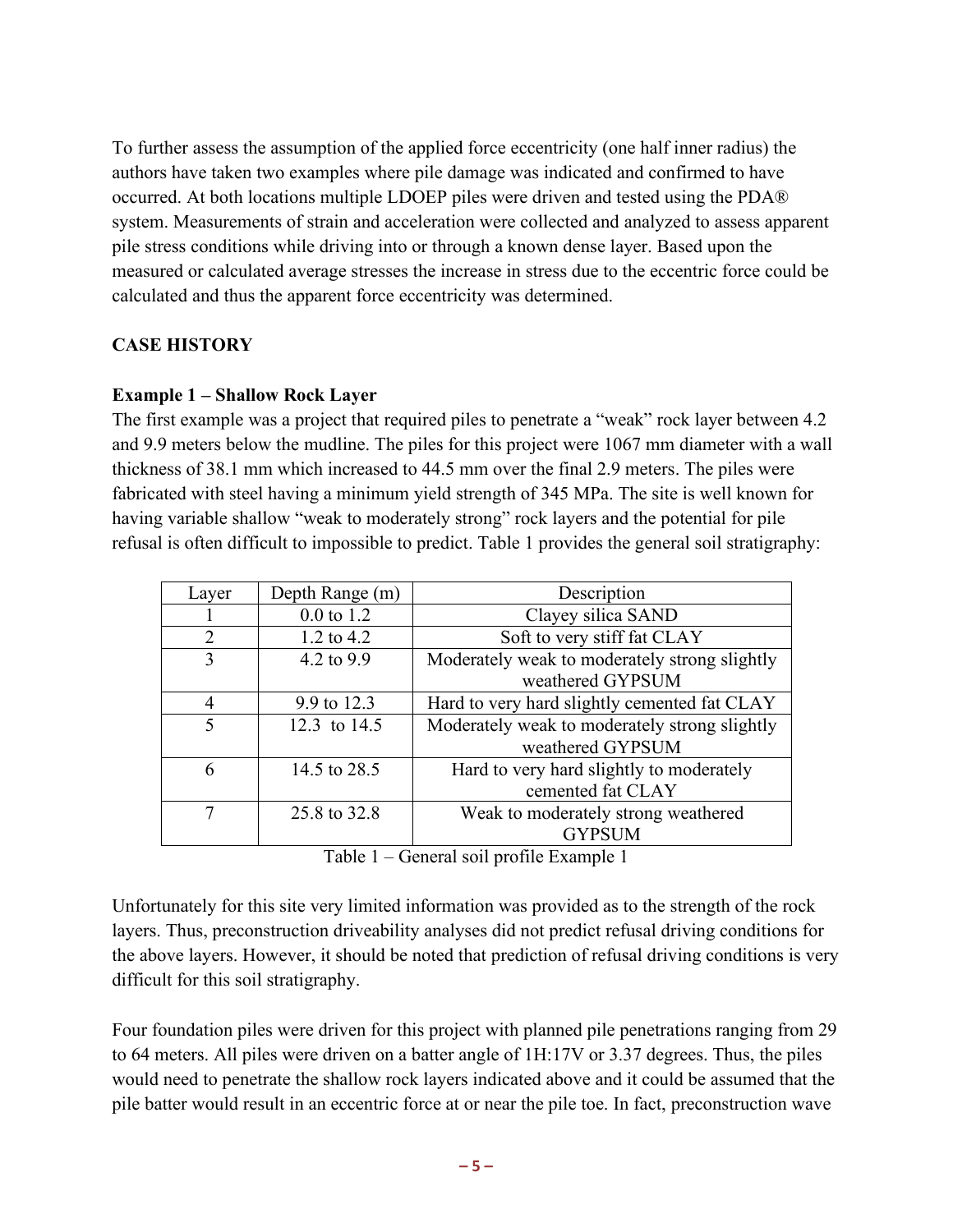To further assess the assumption of the applied force eccentricity (one half inner radius) the authors have taken two examples where pile damage was indicated and confirmed to have occurred. At both locations multiple LDOEP piles were driven and tested using the PDA® system. Measurements of strain and acceleration were collected and analyzed to assess apparent pile stress conditions while driving into or through a known dense layer. Based upon the measured or calculated average stresses the increase in stress due to the eccentric force could be calculated and thus the apparent force eccentricity was determined.

## CASE HISTORY

### Example 1 – Shallow Rock Layer

The first example was a project that required piles to penetrate a "weak" rock layer between 4.2 and 9.9 meters below the mudline. The piles for this project were 1067 mm diameter with a wall thickness of 38.1 mm which increased to 44.5 mm over the final 2.9 meters. The piles were fabricated with steel having a minimum yield strength of 345 MPa. The site is well known for having variable shallow "weak to moderately strong" rock layers and the potential for pile refusal is often difficult to impossible to predict. Table 1 provides the general soil stratigraphy:

| Layer | Depth Range (m) | Description |
|---|---|---|
| 1 | 0.0 to 1.2 | Clayey silica SAND |
| 2 | 1.2 to 4.2 | Soft to very stiff fat CLAY |
| 3 | 4.2 to 9.9 | Moderately weak to moderately strong slightly weathered GYPSUM |
| 4 | 9.9 to 12.3 | Hard to very hard slightly cemented fat CLAY |
| 5 | 12.3 to 14.5 | Moderately weak to moderately strong slightly weathered GYPSUM |
| 6 | 14.5 to 28.5 | Hard to very hard slightly to moderately cemented fat CLAY |
| 7 | 25.8 to 32.8 | Weak to moderately strong weathered GYPSUM |

Table 1 – General soil profile Example 1

Unfortunately for this site very limited information was provided as to the strength of the rock layers. Thus, preconstruction driveability analyses did not predict refusal driving conditions for the above layers. However, it should be noted that prediction of refusal driving conditions is very difficult for this soil stratigraphy.

Four foundation piles were driven for this project with planned pile penetrations ranging from 29 to 64 meters. All piles were driven on a batter angle of 1H:17V or 3.37 degrees. Thus, the piles would need to penetrate the shallow rock layers indicated above and it could be assumed that the pile batter would result in an eccentric force at or near the pile toe. In fact, preconstruction wave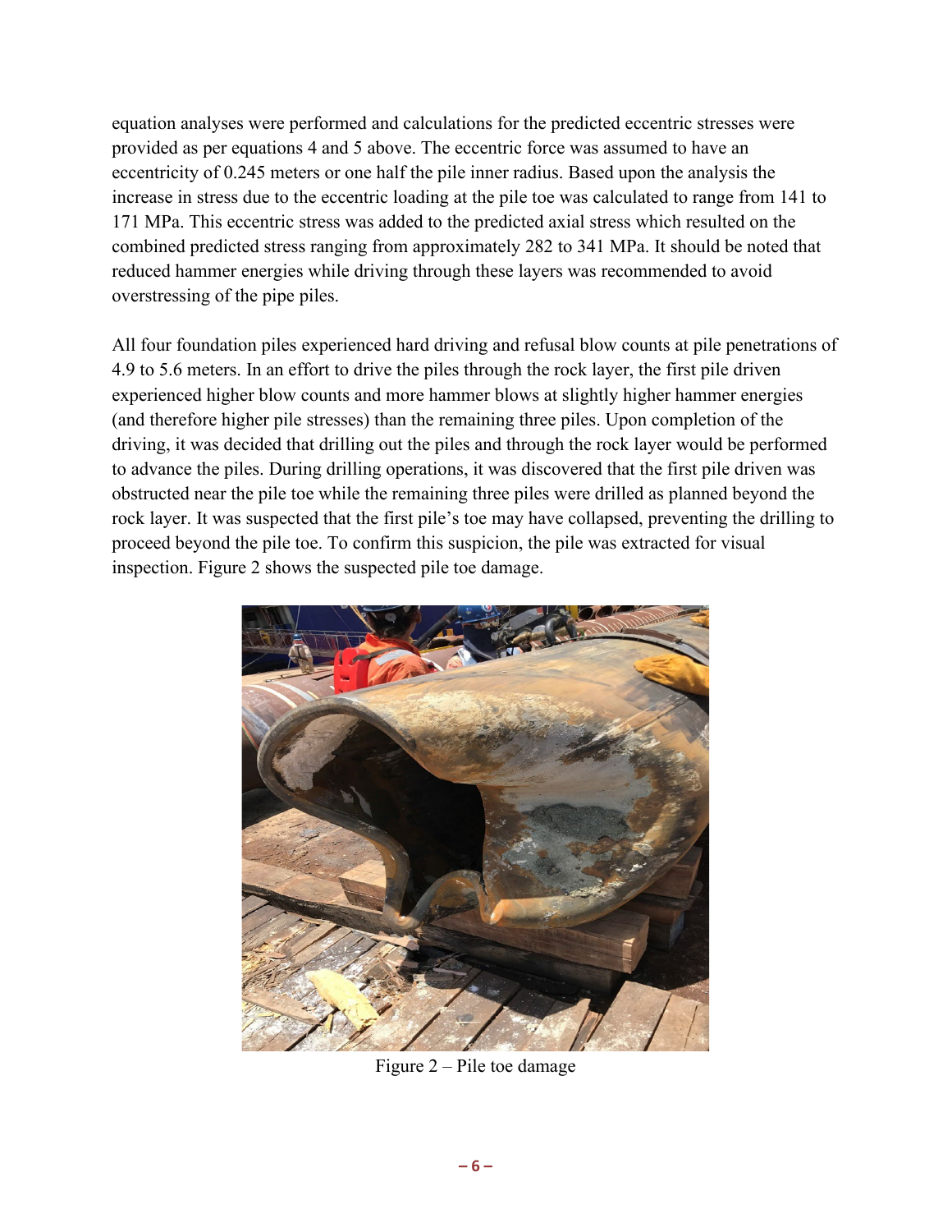equation analyses were performed and calculations for the predicted eccentric stresses were provided as per equations 4 and 5 above. The eccentric force was assumed to have an eccentricity of 0.245 meters or one half the pile inner radius. Based upon the analysis the increase in stress due to the eccentric loading at the pile toe was calculated to range from 141 to 171 MPa. This eccentric stress was added to the predicted axial stress which resulted on the combined predicted stress ranging from approximately 282 to 341 MPa. It should be noted that reduced hammer energies while driving through these layers was recommended to avoid overstressing of the pipe piles.

All four foundation piles experienced hard driving and refusal blow counts at pile penetrations of 4.9 to 5.6 meters. In an effort to drive the piles through the rock layer, the first pile driven experienced higher blow counts and more hammer blows at slightly higher hammer energies (and therefore higher pile stresses) than the remaining three piles. Upon completion of the driving, it was decided that drilling out the piles and through the rock layer would be performed to advance the piles. During drilling operations, it was discovered that the first pile driven was obstructed near the pile toe while the remaining three piles were drilled as planned beyond the rock layer. It was suspected that the first pile's toe may have collapsed, preventing the drilling to proceed beyond the pile toe. To confirm this suspicion, the pile was extracted for visual inspection. Figure 2 shows the suspected pile toe damage.

Figure 2 – Pile toe damage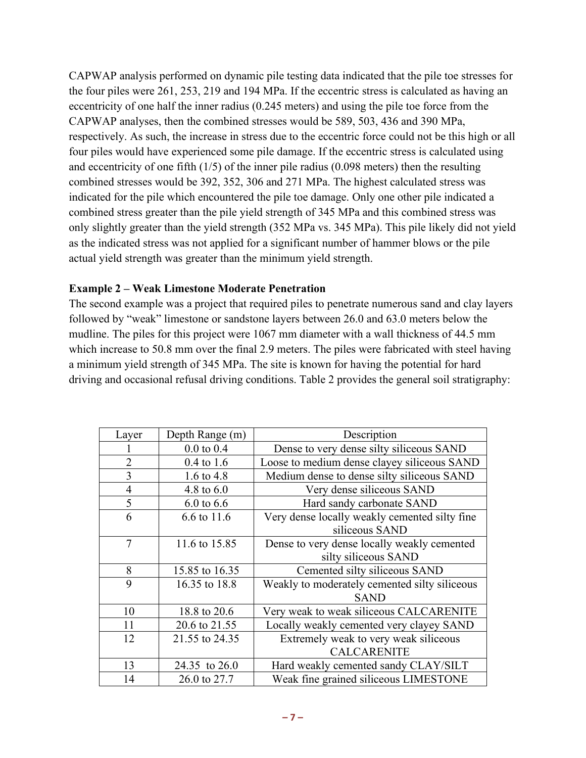CAPWAP analysis performed on dynamic pile testing data indicated that the pile toe stresses for the four piles were 261, 253, 219 and 194 MPa. If the eccentric stress is calculated as having an eccentricity of one half the inner radius (0.245 meters) and using the pile toe force from the CAPWAP analyses, then the combined stresses would be 589, 503, 436 and 390 MPa, respectively. As such, the increase in stress due to the eccentric force could not be this high or all four piles would have experienced some pile damage. If the eccentric stress is calculated using and eccentricity of one fifth (1/5) of the inner pile radius (0.098 meters) then the resulting combined stresses would be 392, 352, 306 and 271 MPa. The highest calculated stress was indicated for the pile which encountered the pile toe damage. Only one other pile indicated a combined stress greater than the pile yield strength of 345 MPa and this combined stress was only slightly greater than the yield strength (352 MPa vs. 345 MPa). This pile likely did not yield as the indicated stress was not applied for a significant number of hammer blows or the pile actual yield strength was greater than the minimum yield strength.

**Example 2 – Weak Limestone Moderate Penetration**

The second example was a project that required piles to penetrate numerous sand and clay layers followed by "weak" limestone or sandstone layers between 26.0 and 63.0 meters below the mudline. The piles for this project were 1067 mm diameter with a wall thickness of 44.5 mm which increase to 50.8 mm over the final 2.9 meters. The piles were fabricated with steel having a minimum yield strength of 345 MPa. The site is known for having the potential for hard driving and occasional refusal driving conditions. Table 2 provides the general soil stratigraphy:

| Layer | Depth Range (m) | Description |
| --- | --- | --- |
| 1 | 0.0 to 0.4 | Dense to very dense silty siliceous SAND |
| 2 | 0.4 to 1.6 | Loose to medium dense clayey siliceous SAND |
| 3 | 1.6 to 4.8 | Medium dense to dense silty siliceous SAND |
| 4 | 4.8 to 6.0 | Very dense siliceous SAND |
| 5 | 6.0 to 6.6 | Hard sandy carbonate SAND |
| 6 | 6.6 to 11.6 | Very dense locally weakly cemented silty fine siliceous SAND |
| 7 | 11.6 to 15.85 | Dense to very dense locally weakly cemented silty siliceous SAND |
| 8 | 15.85 to 16.35 | Cemented silty siliceous SAND |
| 9 | 16.35 to 18.8 | Weakly to moderately cemented silty siliceous SAND |
| 10 | 18.8 to 20.6 | Very weak to weak siliceous CALCARENITE |
| 11 | 20.6 to 21.55 | Locally weakly cemented very clayey SAND |
| 12 | 21.55 to 24.35 | Extremely weak to very weak siliceous CALCARENITE |
| 13 | 24.35 to 26.0 | Hard weakly cemented sandy CLAY/SILT |
| 14 | 26.0 to 27.7 | Weak fine grained siliceous LIMESTONE |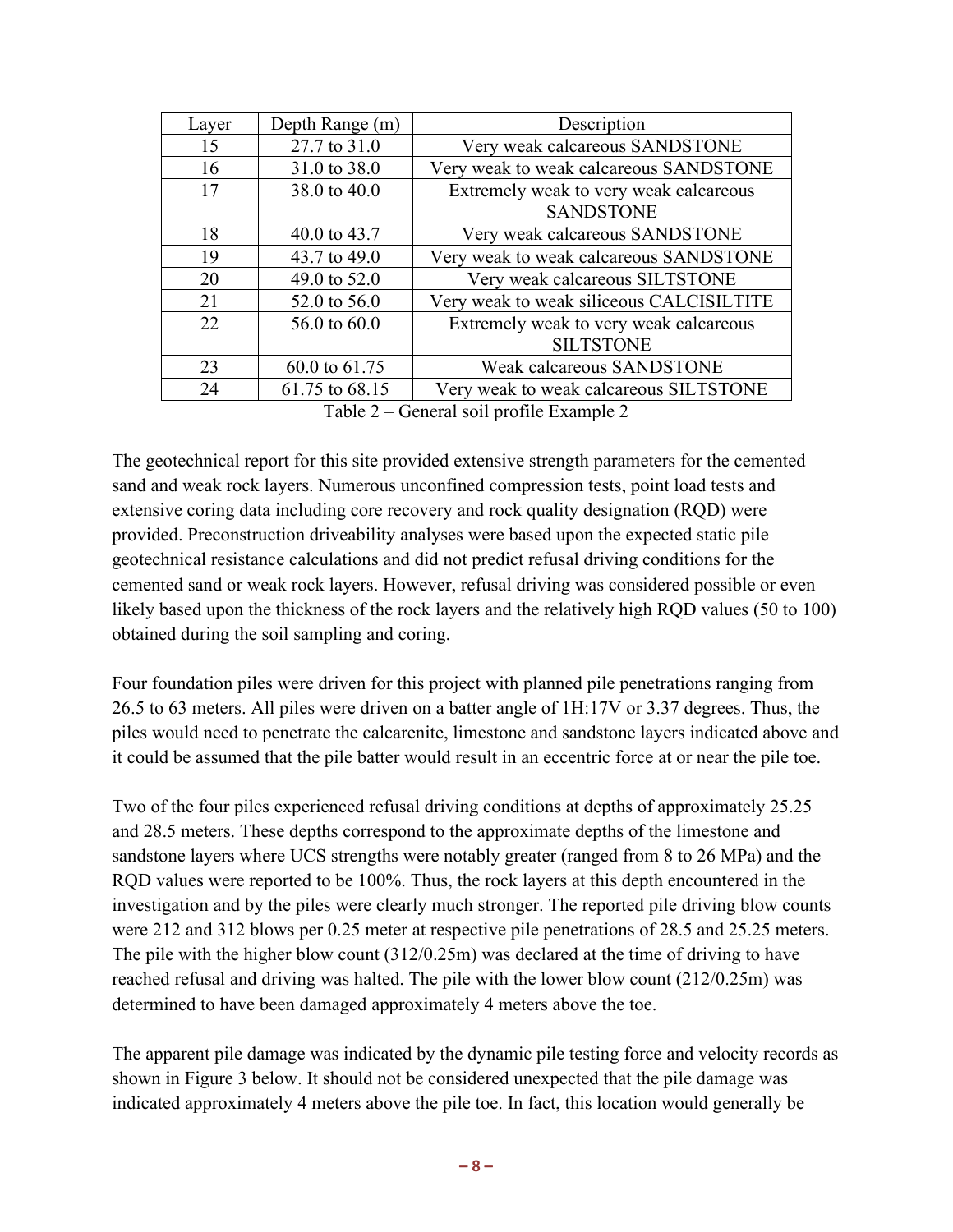| Layer | Depth Range (m) | Description |
|---|---|---|
| 15 | 27.7 to 31.0 | Very weak calcareous SANDSTONE |
| 16 | 31.0 to 38.0 | Very weak to weak calcareous SANDSTONE |
| 17 | 38.0 to 40.0 | Extremely weak to very weak calcareous SANDSTONE |
| 18 | 40.0 to 43.7 | Very weak calcareous SANDSTONE |
| 19 | 43.7 to 49.0 | Very weak to weak calcareous SANDSTONE |
| 20 | 49.0 to 52.0 | Very weak calcareous SILTSTONE |
| 21 | 52.0 to 56.0 | Very weak to weak siliceous CALCISILTITE |
| 22 | 56.0 to 60.0 | Extremely weak to very weak calcareous SILTSTONE |
| 23 | 60.0 to 61.75 | Weak calcareous SANDSTONE |
| 24 | 61.75 to 68.15 | Very weak to weak calcareous SILTSTONE |

Table 2 – General soil profile Example 2

The geotechnical report for this site provided extensive strength parameters for the cemented sand and weak rock layers. Numerous unconfined compression tests, point load tests and extensive coring data including core recovery and rock quality designation (RQD) were provided. Preconstruction driveability analyses were based upon the expected static pile geotechnical resistance calculations and did not predict refusal driving conditions for the cemented sand or weak rock layers. However, refusal driving was considered possible or even likely based upon the thickness of the rock layers and the relatively high RQD values (50 to 100) obtained during the soil sampling and coring.

Four foundation piles were driven for this project with planned pile penetrations ranging from 26.5 to 63 meters. All piles were driven on a batter angle of 1H:17V or 3.37 degrees. Thus, the piles would need to penetrate the calcarenite, limestone and sandstone layers indicated above and it could be assumed that the pile batter would result in an eccentric force at or near the pile toe.

Two of the four piles experienced refusal driving conditions at depths of approximately 25.25 and 28.5 meters. These depths correspond to the approximate depths of the limestone and sandstone layers where UCS strengths were notably greater (ranged from 8 to 26 MPa) and the RQD values were reported to be 100%. Thus, the rock layers at this depth encountered in the investigation and by the piles were clearly much stronger. The reported pile driving blow counts were 212 and 312 blows per 0.25 meter at respective pile penetrations of 28.5 and 25.25 meters. The pile with the higher blow count (312/0.25m) was declared at the time of driving to have reached refusal and driving was halted. The pile with the lower blow count (212/0.25m) was determined to have been damaged approximately 4 meters above the toe.

The apparent pile damage was indicated by the dynamic pile testing force and velocity records as shown in Figure 3 below. It should not be considered unexpected that the pile damage was indicated approximately 4 meters above the pile toe. In fact, this location would generally be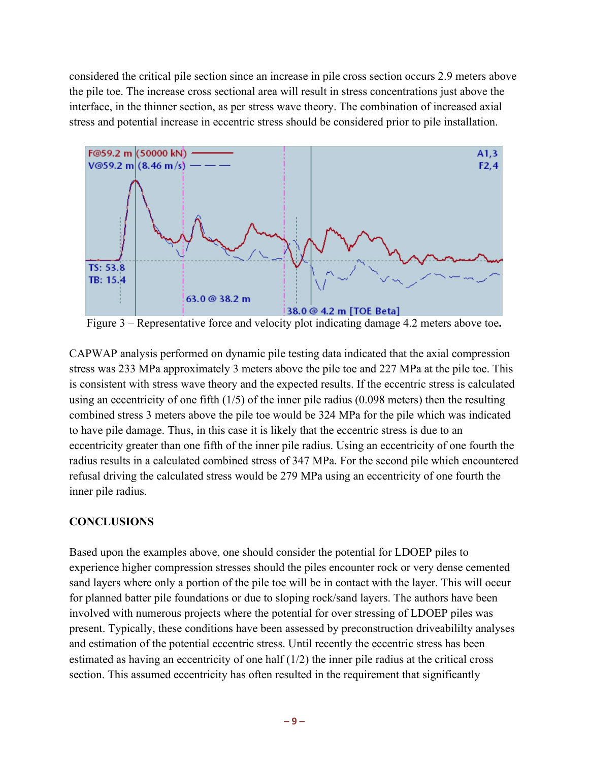considered the critical pile section since an increase in pile cross section occurs 2.9 meters above the pile toe. The increase cross sectional area will result in stress concentrations just above the interface, in the thinner section, as per stress wave theory. The combination of increased axial stress and potential increase in eccentric stress should be considered prior to pile installation.

Figure 3 – Representative force and velocity plot indicating damage 4.2 meters above toe.

CAPWAP analysis performed on dynamic pile testing data indicated that the axial compression stress was 233 MPa approximately 3 meters above the pile toe and 227 MPa at the pile toe. This is consistent with stress wave theory and the expected results. If the eccentric stress is calculated using an eccentricity of one fifth (1/5) of the inner pile radius (0.098 meters) then the resulting combined stress 3 meters above the pile toe would be 324 MPa for the pile which was indicated to have pile damage. Thus, in this case it is likely that the eccentric stress is due to an eccentricity greater than one fifth of the inner pile radius. Using an eccentricity of one fourth the radius results in a calculated combined stress of 347 MPa. For the second pile which encountered refusal driving the calculated stress would be 279 MPa using an eccentricity of one fourth the inner pile radius.

**CONCLUSIONS**

Based upon the examples above, one should consider the potential for LDOEP piles to experience higher compression stresses should the piles encounter rock or very dense cemented sand layers where only a portion of the pile toe will be in contact with the layer. This will occur for planned batter pile foundations or due to sloping rock/sand layers. The authors have been involved with numerous projects where the potential for over stressing of LDOEP piles was present. Typically, these conditions have been assessed by preconstruction driveabililty analyses and estimation of the potential eccentric stress. Until recently the eccentric stress has been estimated as having an eccentricity of one half (1/2) the inner pile radius at the critical cross section. This assumed eccentricity has often resulted in the requirement that significantly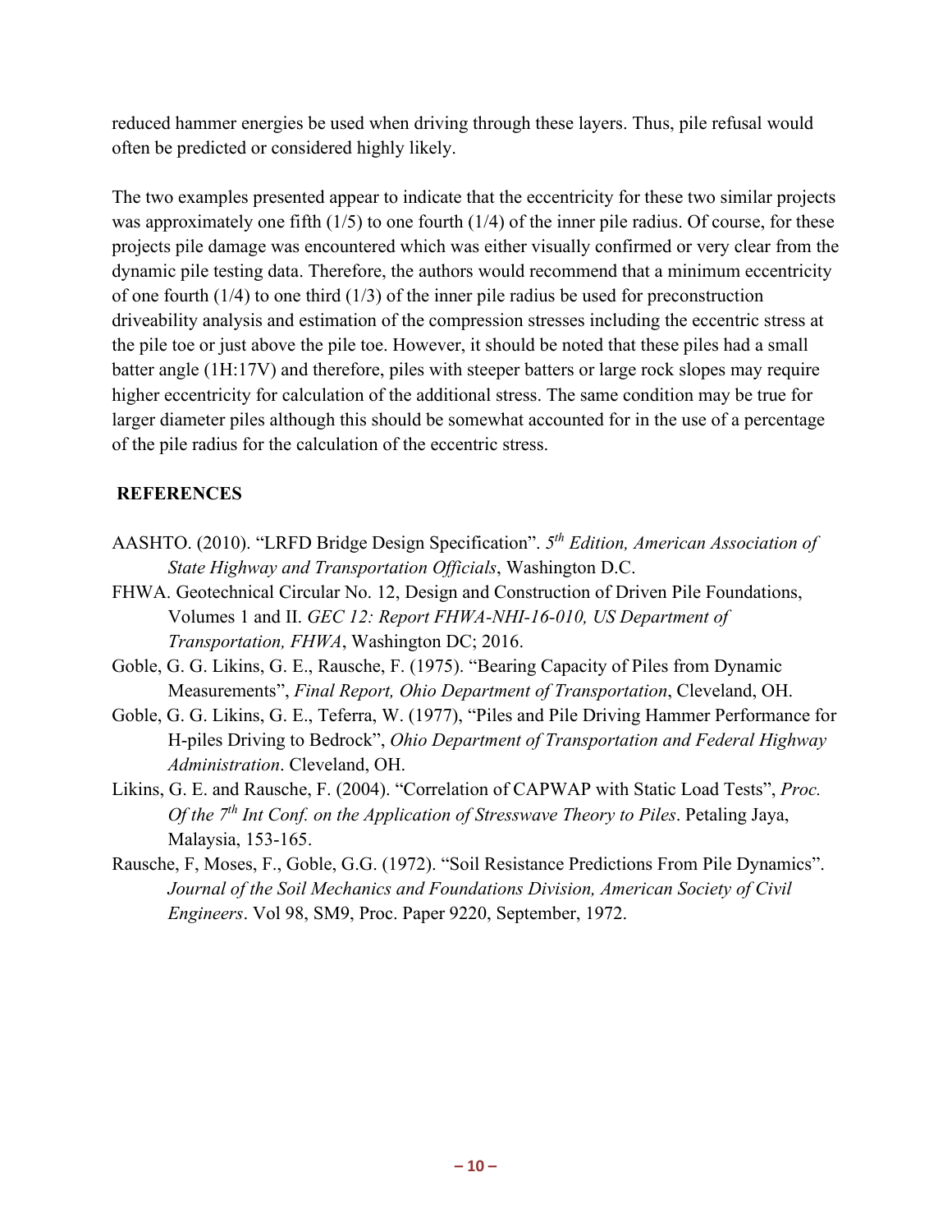reduced hammer energies be used when driving through these layers. Thus, pile refusal would often be predicted or considered highly likely.

The two examples presented appear to indicate that the eccentricity for these two similar projects was approximately one fifth (1/5) to one fourth (1/4) of the inner pile radius. Of course, for these projects pile damage was encountered which was either visually confirmed or very clear from the dynamic pile testing data. Therefore, the authors would recommend that a minimum eccentricity of one fourth (1/4) to one third (1/3) of the inner pile radius be used for preconstruction driveability analysis and estimation of the compression stresses including the eccentric stress at the pile toe or just above the pile toe. However, it should be noted that these piles had a small batter angle (1H:17V) and therefore, piles with steeper batters or large rock slopes may require higher eccentricity for calculation of the additional stress. The same condition may be true for larger diameter piles although this should be somewhat accounted for in the use of a percentage of the pile radius for the calculation of the eccentric stress.

## REFERENCES

AASHTO. (2010). "LRFD Bridge Design Specification". *5th Edition, American Association of State Highway and Transportation Officials*, Washington D.C.

FHWA. Geotechnical Circular No. 12, Design and Construction of Driven Pile Foundations, Volumes 1 and II. *GEC 12: Report FHWA-NHI-16-010, US Department of Transportation, FHWA*, Washington DC; 2016.

Goble, G. G. Likins, G. E., Rausche, F. (1975). "Bearing Capacity of Piles from Dynamic Measurements", *Final Report, Ohio Department of Transportation*, Cleveland, OH.

Goble, G. G. Likins, G. E., Teferra, W. (1977), "Piles and Pile Driving Hammer Performance for H-piles Driving to Bedrock", *Ohio Department of Transportation and Federal Highway Administration*. Cleveland, OH.

Likins, G. E. and Rausche, F. (2004). "Correlation of CAPWAP with Static Load Tests", *Proc. Of the 7th Int Conf. on the Application of Stresswave Theory to Piles*. Petaling Jaya, Malaysia, 153-165.

Rausche, F, Moses, F., Goble, G.G. (1972). "Soil Resistance Predictions From Pile Dynamics". *Journal of the Soil Mechanics and Foundations Division, American Society of Civil Engineers*. Vol 98, SM9, Proc. Paper 9220, September, 1972.